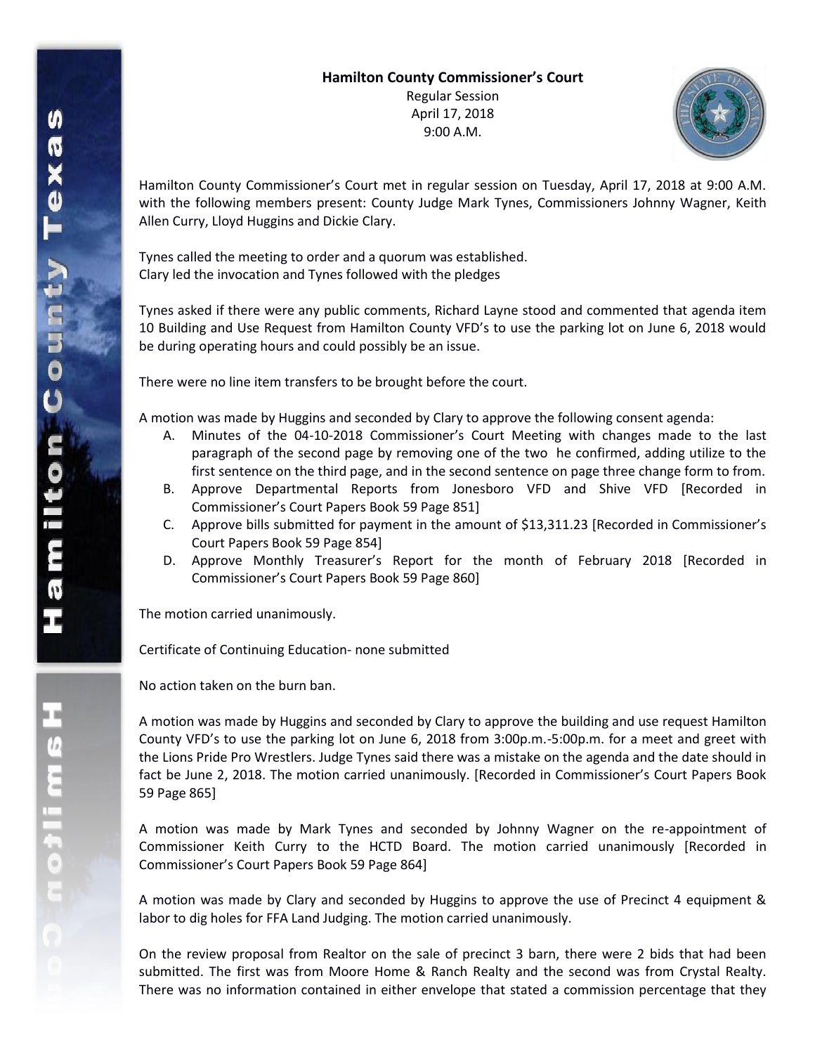**Hamilton County Commissioner's Court**

Regular Session
April 17, 2018
9:00 A.M.

Hamilton County Commissioner's Court met in regular session on Tuesday, April 17, 2018 at 9:00 A.M. with the following members present: County Judge Mark Tynes, Commissioners Johnny Wagner, Keith Allen Curry, Lloyd Huggins and Dickie Clary.

Tynes called the meeting to order and a quorum was established.
Clary led the invocation and Tynes followed with the pledges

Tynes asked if there were any public comments, Richard Layne stood and commented that agenda item 10 Building and Use Request from Hamilton County VFD's to use the parking lot on June 6, 2018 would be during operating hours and could possibly be an issue.

There were no line item transfers to be brought before the court.

A motion was made by Huggins and seconded by Clary to approve the following consent agenda:

A. Minutes of the 04-10-2018 Commissioner's Court Meeting with changes made to the last paragraph of the second page by removing one of the two he confirmed, adding utilize to the first sentence on the third page, and in the second sentence on page three change form to from.
B. Approve Departmental Reports from Jonesboro VFD and Shive VFD [Recorded in Commissioner's Court Papers Book 59 Page 851]
C. Approve bills submitted for payment in the amount of $13,311.23 [Recorded in Commissioner's Court Papers Book 59 Page 854]
D. Approve Monthly Treasurer's Report for the month of February 2018 [Recorded in Commissioner's Court Papers Book 59 Page 860]

The motion carried unanimously.

Certificate of Continuing Education- none submitted

No action taken on the burn ban.

A motion was made by Huggins and seconded by Clary to approve the building and use request Hamilton County VFD's to use the parking lot on June 6, 2018 from 3:00p.m.-5:00p.m. for a meet and greet with the Lions Pride Pro Wrestlers. Judge Tynes said there was a mistake on the agenda and the date should in fact be June 2, 2018. The motion carried unanimously. [Recorded in Commissioner's Court Papers Book 59 Page 865]

A motion was made by Mark Tynes and seconded by Johnny Wagner on the re-appointment of Commissioner Keith Curry to the HCTD Board. The motion carried unanimously [Recorded in Commissioner's Court Papers Book 59 Page 864]

A motion was made by Clary and seconded by Huggins to approve the use of Precinct 4 equipment & labor to dig holes for FFA Land Judging. The motion carried unanimously.

On the review proposal from Realtor on the sale of precinct 3 barn, there were 2 bids that had been submitted. The first was from Moore Home & Ranch Realty and the second was from Crystal Realty. There was no information contained in either envelope that stated a commission percentage that they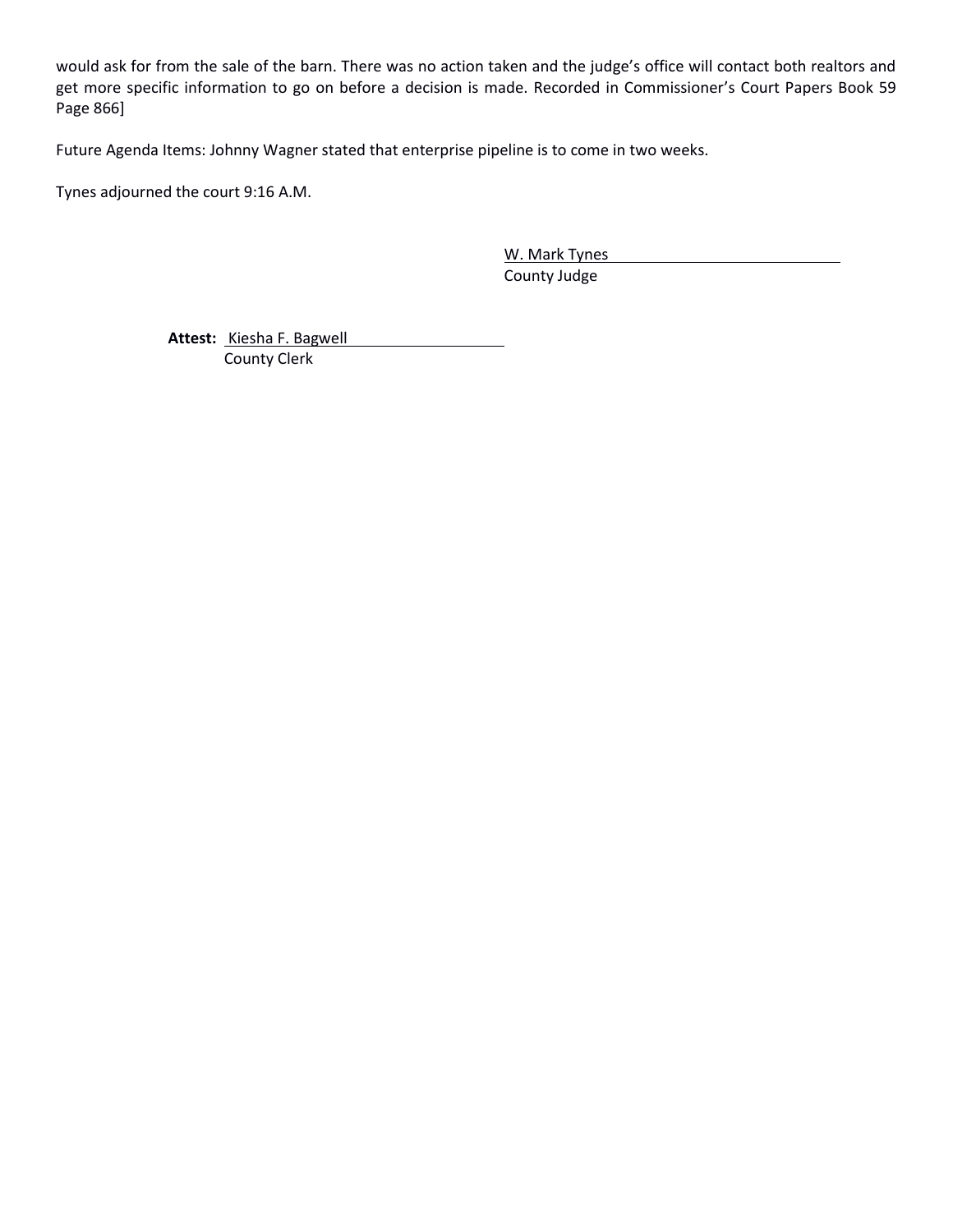would ask for from the sale of the barn. There was no action taken and the judge's office will contact both realtors and get more specific information to go on before a decision is made. Recorded in Commissioner's Court Papers Book 59 Page 866]

Future Agenda Items: Johnny Wagner stated that enterprise pipeline is to come in two weeks.

Tynes adjourned the court 9:16 A.M.

W. Mark Tynes
County Judge

**Attest:** Kiesha F. Bagwell
County Clerk